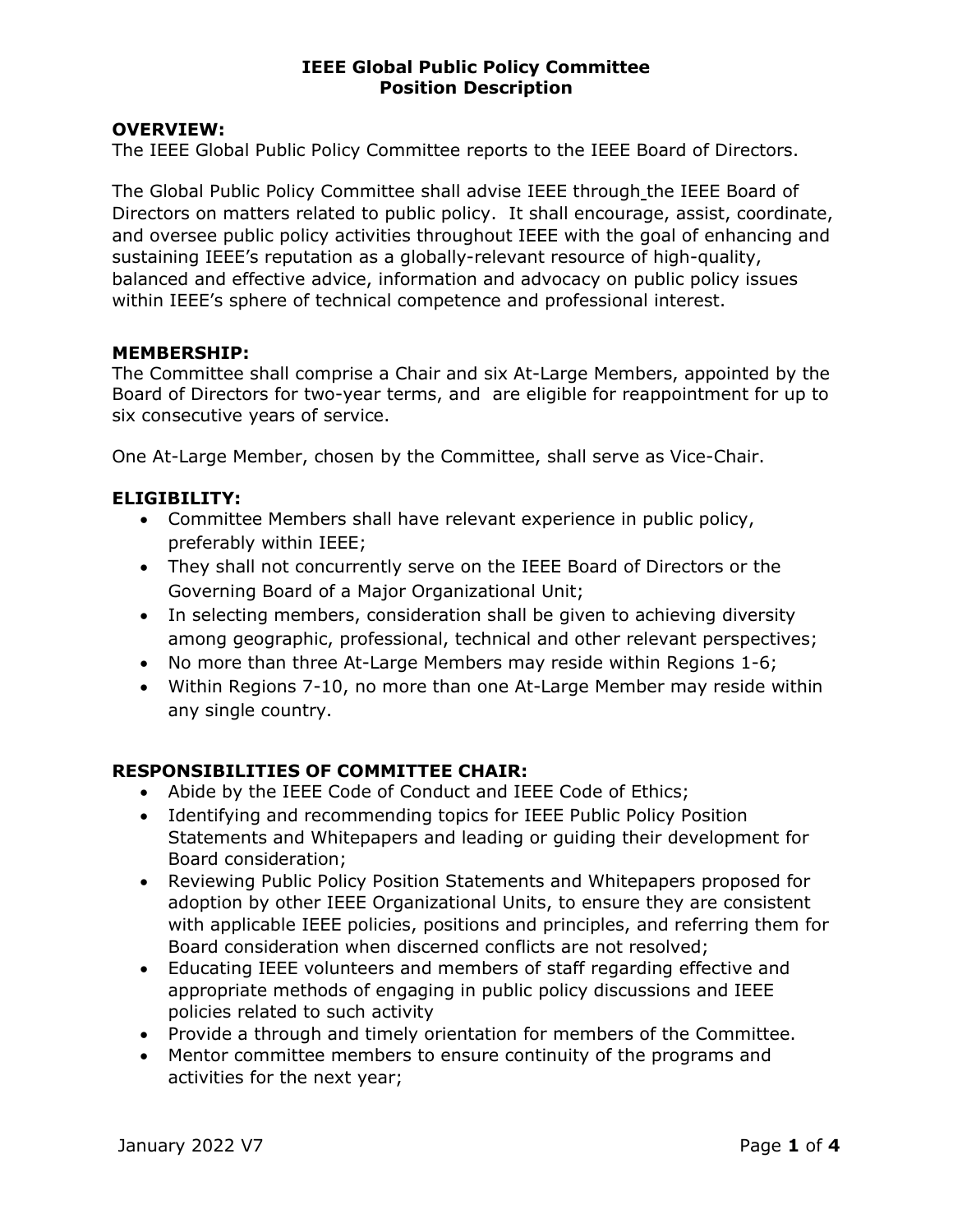# IEEE Global Public Policy Committee
# Position Description

**OVERVIEW:**
The IEEE Global Public Policy Committee reports to the IEEE Board of Directors.

The Global Public Policy Committee shall advise IEEE through the IEEE Board of Directors on matters related to public policy. It shall encourage, assist, coordinate, and oversee public policy activities throughout IEEE with the goal of enhancing and sustaining IEEE's reputation as a globally-relevant resource of high-quality, balanced and effective advice, information and advocacy on public policy issues within IEEE's sphere of technical competence and professional interest.

**MEMBERSHIP:**
The Committee shall comprise a Chair and six At-Large Members, appointed by the Board of Directors for two-year terms, and are eligible for reappointment for up to six consecutive years of service.

One At-Large Member, chosen by the Committee, shall serve as Vice-Chair.

**ELIGIBILITY:**

- Committee Members shall have relevant experience in public policy, preferably within IEEE;
- They shall not concurrently serve on the IEEE Board of Directors or the Governing Board of a Major Organizational Unit;
- In selecting members, consideration shall be given to achieving diversity among geographic, professional, technical and other relevant perspectives;
- No more than three At-Large Members may reside within Regions 1-6;
- Within Regions 7-10, no more than one At-Large Member may reside within any single country.

**RESPONSIBILITIES OF COMMITTEE CHAIR:**

- Abide by the IEEE Code of Conduct and IEEE Code of Ethics;
- Identifying and recommending topics for IEEE Public Policy Position Statements and Whitepapers and leading or guiding their development for Board consideration;
- Reviewing Public Policy Position Statements and Whitepapers proposed for adoption by other IEEE Organizational Units, to ensure they are consistent with applicable IEEE policies, positions and principles, and referring them for Board consideration when discerned conflicts are not resolved;
- Educating IEEE volunteers and members of staff regarding effective and appropriate methods of engaging in public policy discussions and IEEE policies related to such activity
- Provide a through and timely orientation for members of the Committee.
- Mentor committee members to ensure continuity of the programs and activities for the next year;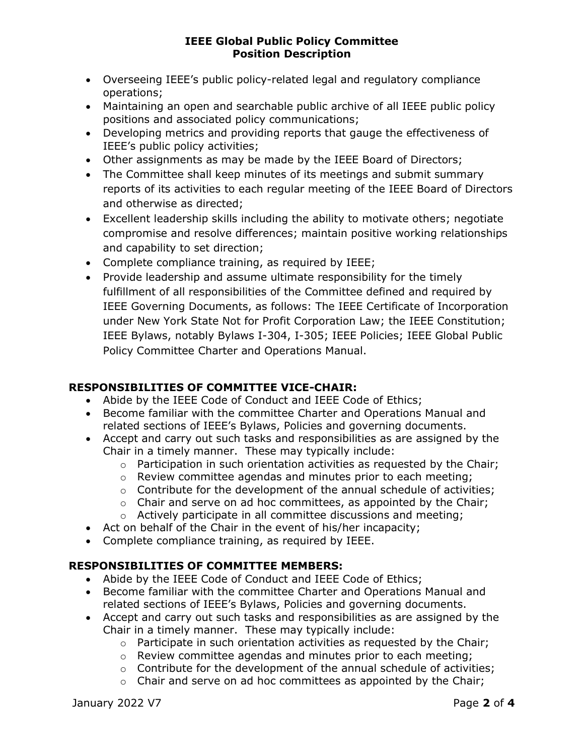- Overseeing IEEE's public policy-related legal and regulatory compliance operations;
- Maintaining an open and searchable public archive of all IEEE public policy positions and associated policy communications;
- Developing metrics and providing reports that gauge the effectiveness of IEEE's public policy activities;
- Other assignments as may be made by the IEEE Board of Directors;
- The Committee shall keep minutes of its meetings and submit summary reports of its activities to each regular meeting of the IEEE Board of Directors and otherwise as directed;
- Excellent leadership skills including the ability to motivate others; negotiate compromise and resolve differences; maintain positive working relationships and capability to set direction;
- Complete compliance training, as required by IEEE;
- Provide leadership and assume ultimate responsibility for the timely fulfillment of all responsibilities of the Committee defined and required by IEEE Governing Documents, as follows: The IEEE Certificate of Incorporation under New York State Not for Profit Corporation Law; the IEEE Constitution; IEEE Bylaws, notably Bylaws I-304, I-305; IEEE Policies; IEEE Global Public Policy Committee Charter and Operations Manual.

**RESPONSIBILITIES OF COMMITTEE VICE-CHAIR:**

- Abide by the IEEE Code of Conduct and IEEE Code of Ethics;
- Become familiar with the committee Charter and Operations Manual and related sections of IEEE's Bylaws, Policies and governing documents.
- Accept and carry out such tasks and responsibilities as are assigned by the Chair in a timely manner. These may typically include:
  - Participation in such orientation activities as requested by the Chair;
  - Review committee agendas and minutes prior to each meeting;
  - Contribute for the development of the annual schedule of activities;
  - Chair and serve on ad hoc committees, as appointed by the Chair;
  - Actively participate in all committee discussions and meeting;
- Act on behalf of the Chair in the event of his/her incapacity;
- Complete compliance training, as required by IEEE.

**RESPONSIBILITIES OF COMMITTEE MEMBERS:**

- Abide by the IEEE Code of Conduct and IEEE Code of Ethics;
- Become familiar with the committee Charter and Operations Manual and related sections of IEEE's Bylaws, Policies and governing documents.
- Accept and carry out such tasks and responsibilities as are assigned by the Chair in a timely manner. These may typically include:
  - Participate in such orientation activities as requested by the Chair;
  - Review committee agendas and minutes prior to each meeting;
  - Contribute for the development of the annual schedule of activities;
  - Chair and serve on ad hoc committees as appointed by the Chair;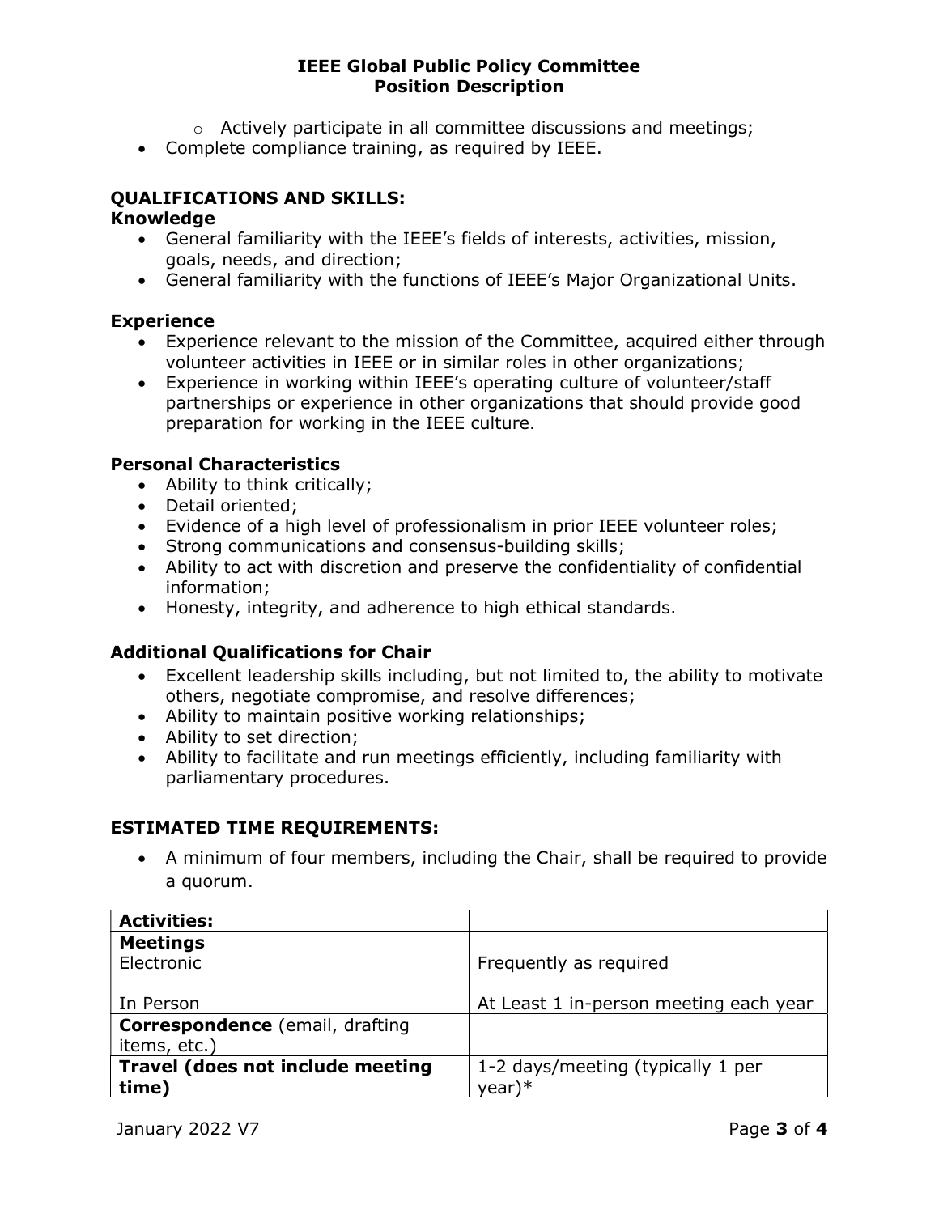- Actively participate in all committee discussions and meetings;
- Complete compliance training, as required by IEEE.

## QUALIFICATIONS AND SKILLS:

### Knowledge

- General familiarity with the IEEE's fields of interests, activities, mission, goals, needs, and direction;
- General familiarity with the functions of IEEE's Major Organizational Units.

### Experience

- Experience relevant to the mission of the Committee, acquired either through volunteer activities in IEEE or in similar roles in other organizations;
- Experience in working within IEEE's operating culture of volunteer/staff partnerships or experience in other organizations that should provide good preparation for working in the IEEE culture.

### Personal Characteristics

- Ability to think critically;
- Detail oriented;
- Evidence of a high level of professionalism in prior IEEE volunteer roles;
- Strong communications and consensus-building skills;
- Ability to act with discretion and preserve the confidentiality of confidential information;
- Honesty, integrity, and adherence to high ethical standards.

### Additional Qualifications for Chair

- Excellent leadership skills including, but not limited to, the ability to motivate others, negotiate compromise, and resolve differences;
- Ability to maintain positive working relationships;
- Ability to set direction;
- Ability to facilitate and run meetings efficiently, including familiarity with parliamentary procedures.

## ESTIMATED TIME REQUIREMENTS:

- A minimum of four members, including the Chair, shall be required to provide a quorum.

| **Activities:** | |
|---|---|
| **Meetings** | |
| Electronic | Frequently as required |
| In Person | At Least 1 in-person meeting each year |
| **Correspondence** (email, drafting items, etc.) | |
| **Travel (does not include meeting time)** | 1-2 days/meeting (typically 1 per year)* |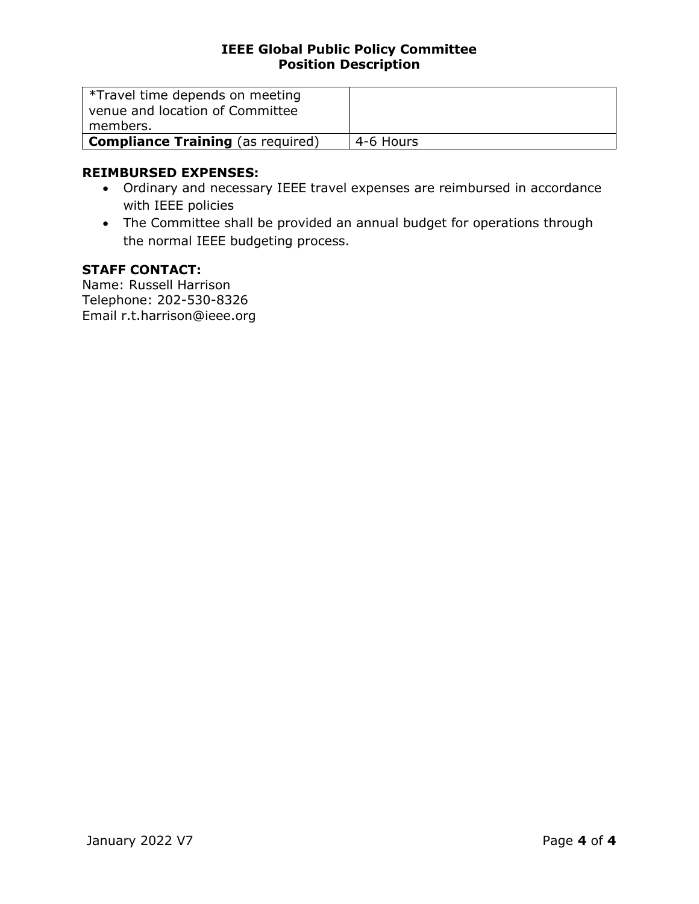| | |
|---|---|
| *Travel time depends on meeting venue and location of Committee members. | |
| **Compliance Training** (as required) | 4-6 Hours |

**REIMBURSED EXPENSES:**

- Ordinary and necessary IEEE travel expenses are reimbursed in accordance with IEEE policies
- The Committee shall be provided an annual budget for operations through the normal IEEE budgeting process.

**STAFF CONTACT:**

Name: Russell Harrison
Telephone: 202-530-8326
Email r.t.harrison@ieee.org